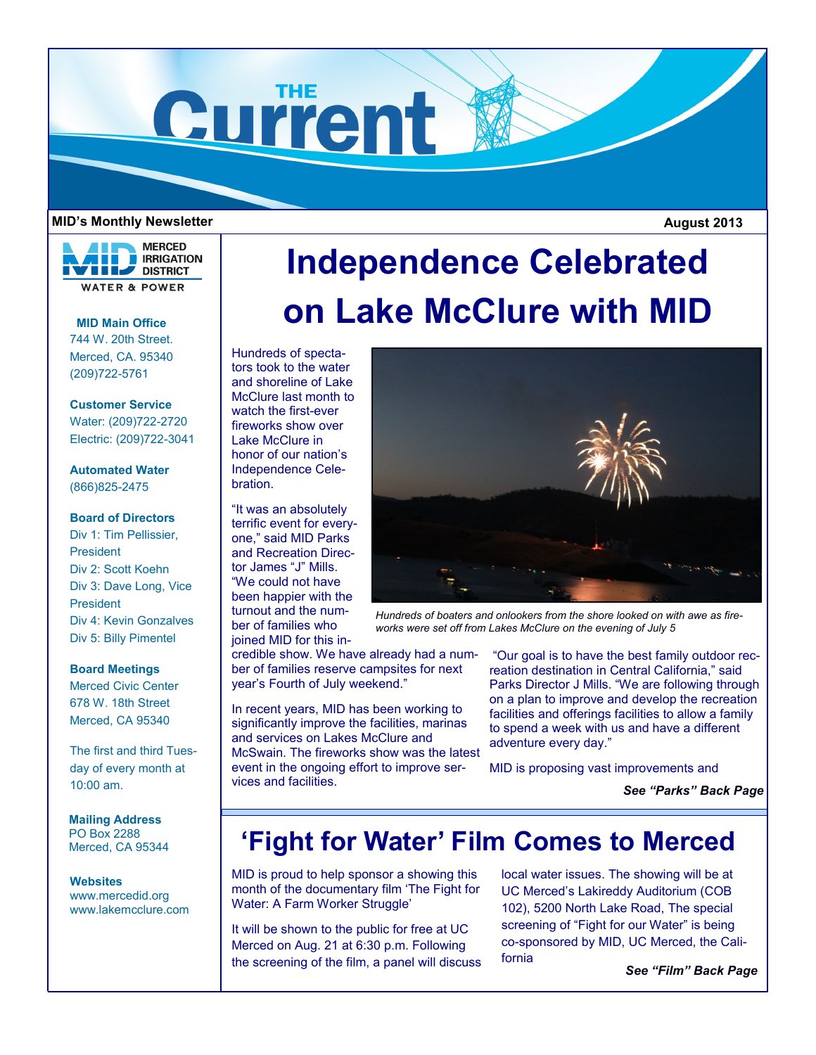# THE Current

**MID's Monthly Newsletter**

**August 2013**

MERCED IRRIGATION DISTRICT
WATER & POWER

**MID Main Office**
744 W. 20th Street.
Merced, CA. 95340
(209)722-5761

**Customer Service**
Water: (209)722-2720
Electric: (209)722-3041

**Automated Water**
(866)825-2475

**Board of Directors**
Div 1: Tim Pellissier, President
Div 2: Scott Koehn
Div 3: Dave Long, Vice President
Div 4: Kevin Gonzalves
Div 5: Billy Pimentel

**Board Meetings**
Merced Civic Center
678 W. 18th Street
Merced, CA 95340

The first and third Tuesday of every month at 10:00 am.

**Mailing Address**
PO Box 2288
Merced, CA 95344

**Websites**
www.mercedid.org
www.lakemcclure.com

## Independence Celebrated on Lake McClure with MID

Hundreds of spectators took to the water and shoreline of Lake McClure last month to watch the first-ever fireworks show over Lake McClure in honor of our nation's Independence Celebration.

"It was an absolutely terrific event for everyone," said MID Parks and Recreation Director James "J" Mills. "We could not have been happier with the turnout and the number of families who joined MID for this incredible show. We have already had a number of families reserve campsites for next year's Fourth of July weekend."

*Hundreds of boaters and onlookers from the shore looked on with awe as fireworks were set off from Lakes McClure on the evening of July 5*

In recent years, MID has been working to significantly improve the facilities, marinas and services on Lakes McClure and McSwain. The fireworks show was the latest event in the ongoing effort to improve services and facilities.

"Our goal is to have the best family outdoor recreation destination in Central California," said Parks Director J Mills. "We are following through on a plan to improve and develop the recreation facilities and offerings facilities to allow a family to spend a week with us and have a different adventure every day."

MID is proposing vast improvements and

***See "Parks" Back Page***

## 'Fight for Water' Film Comes to Merced

MID is proud to help sponsor a showing this month of the documentary film 'The Fight for Water: A Farm Worker Struggle'

It will be shown to the public for free at UC Merced on Aug. 21 at 6:30 p.m. Following the screening of the film, a panel will discuss local water issues. The showing will be at UC Merced's Lakireddy Auditorium (COB 102), 5200 North Lake Road, The special screening of "Fight for our Water" is being co-sponsored by MID, UC Merced, the California

***See "Film" Back Page***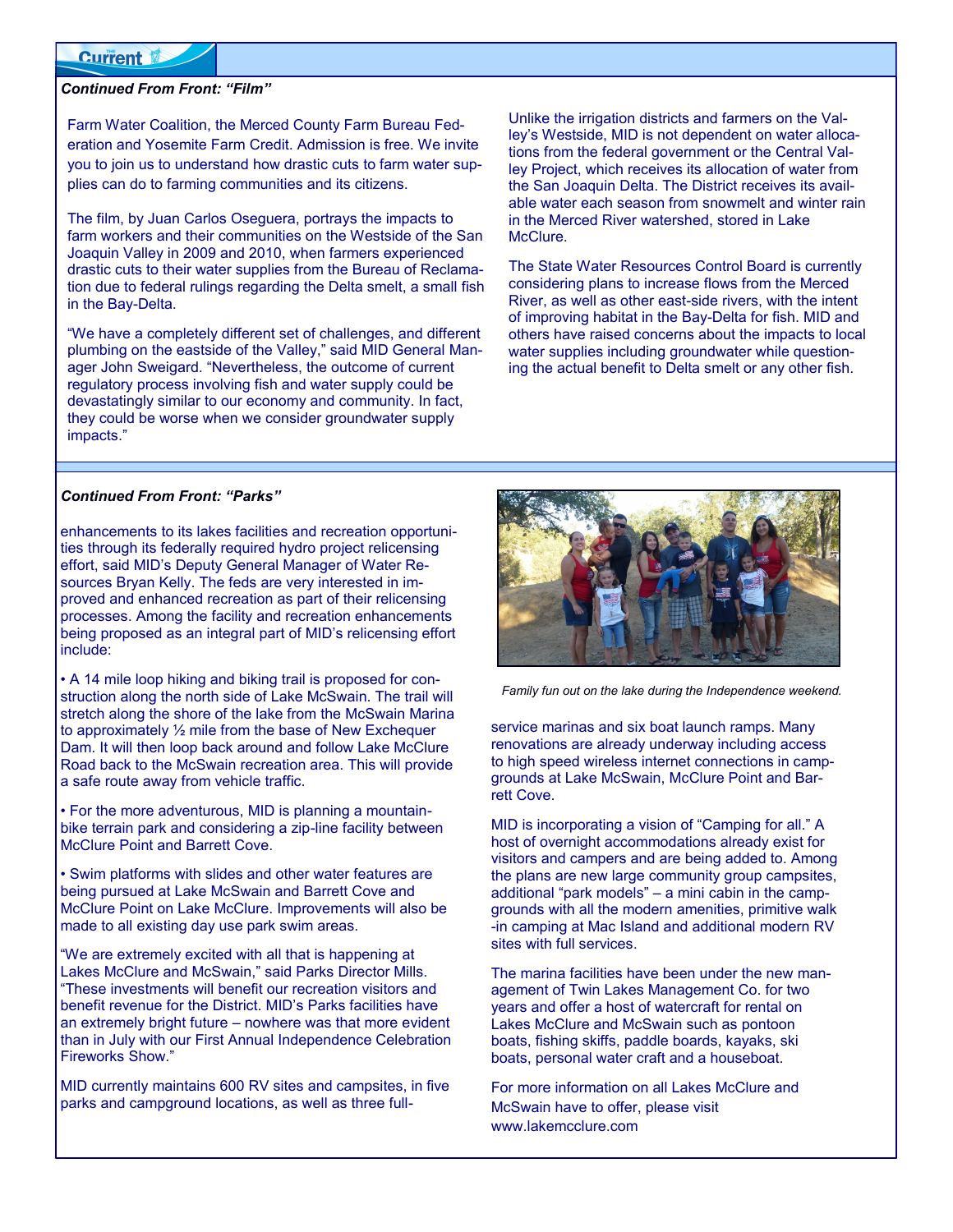### *Continued From Front: "Film"*

Farm Water Coalition, the Merced County Farm Bureau Federation and Yosemite Farm Credit. Admission is free. We invite you to join us to understand how drastic cuts to farm water supplies can do to farming communities and its citizens.

The film, by Juan Carlos Oseguera, portrays the impacts to farm workers and their communities on the Westside of the San Joaquin Valley in 2009 and 2010, when farmers experienced drastic cuts to their water supplies from the Bureau of Reclamation due to federal rulings regarding the Delta smelt, a small fish in the Bay-Delta.

"We have a completely different set of challenges, and different plumbing on the eastside of the Valley," said MID General Manager John Sweigard. "Nevertheless, the outcome of current regulatory process involving fish and water supply could be devastatingly similar to our economy and community. In fact, they could be worse when we consider groundwater supply impacts."

Unlike the irrigation districts and farmers on the Valley's Westside, MID is not dependent on water allocations from the federal government or the Central Valley Project, which receives its allocation of water from the San Joaquin Delta. The District receives its available water each season from snowmelt and winter rain in the Merced River watershed, stored in Lake McClure.

The State Water Resources Control Board is currently considering plans to increase flows from the Merced River, as well as other east-side rivers, with the intent of improving habitat in the Bay-Delta for fish. MID and others have raised concerns about the impacts to local water supplies including groundwater while questioning the actual benefit to Delta smelt or any other fish.

### *Continued From Front: "Parks"*

enhancements to its lakes facilities and recreation opportunities through its federally required hydro project relicensing effort, said MID's Deputy General Manager of Water Resources Bryan Kelly. The feds are very interested in improved and enhanced recreation as part of their relicensing processes. Among the facility and recreation enhancements being proposed as an integral part of MID's relicensing effort include:

- A 14 mile loop hiking and biking trail is proposed for construction along the north side of Lake McSwain. The trail will stretch along the shore of the lake from the McSwain Marina to approximately ½ mile from the base of New Exchequer Dam. It will then loop back around and follow Lake McClure Road back to the McSwain recreation area. This will provide a safe route away from vehicle traffic.

- For the more adventurous, MID is planning a mountain-bike terrain park and considering a zip-line facility between McClure Point and Barrett Cove.

- Swim platforms with slides and other water features are being pursued at Lake McSwain and Barrett Cove and McClure Point on Lake McClure. Improvements will also be made to all existing day use park swim areas.

"We are extremely excited with all that is happening at Lakes McClure and McSwain," said Parks Director Mills. "These investments will benefit our recreation visitors and benefit revenue for the District. MID's Parks facilities have an extremely bright future – nowhere was that more evident than in July with our First Annual Independence Celebration Fireworks Show."

MID currently maintains 600 RV sites and campsites, in five parks and campground locations, as well as three full-service marinas and six boat launch ramps. Many renovations are already underway including access to high speed wireless internet connections in campgrounds at Lake McSwain, McClure Point and Barrett Cove.

*Family fun out on the lake during the Independence weekend.*

MID is incorporating a vision of "Camping for all." A host of overnight accommodations already exist for visitors and campers and are being added to. Among the plans are new large community group campsites, additional "park models" – a mini cabin in the campgrounds with all the modern amenities, primitive walk-in camping at Mac Island and additional modern RV sites with full services.

The marina facilities have been under the new management of Twin Lakes Management Co. for two years and offer a host of watercraft for rental on Lakes McClure and McSwain such as pontoon boats, fishing skiffs, paddle boards, kayaks, ski boats, personal water craft and a houseboat.

For more information on all Lakes McClure and McSwain have to offer, please visit www.lakemcclure.com